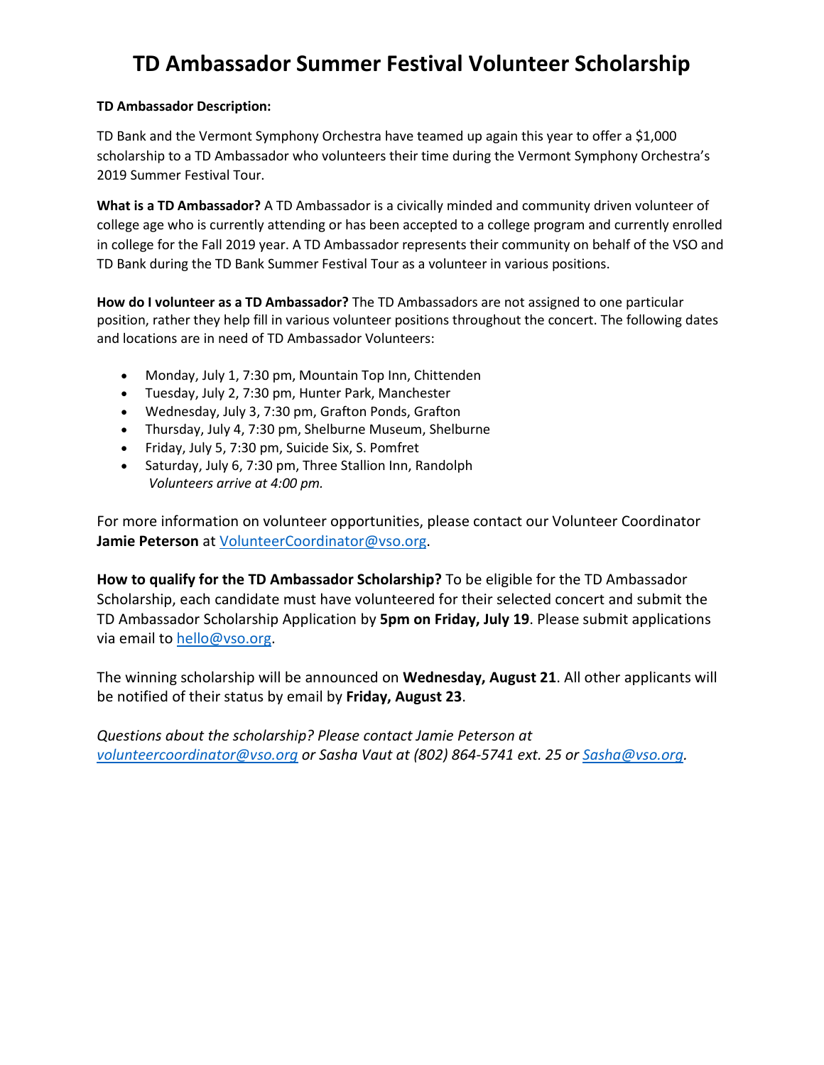# TD Ambassador Summer Festival Volunteer Scholarship

**TD Ambassador Description:**

TD Bank and the Vermont Symphony Orchestra have teamed up again this year to offer a $1,000 scholarship to a TD Ambassador who volunteers their time during the Vermont Symphony Orchestra's 2019 Summer Festival Tour.

**What is a TD Ambassador?** A TD Ambassador is a civically minded and community driven volunteer of college age who is currently attending or has been accepted to a college program and currently enrolled in college for the Fall 2019 year. A TD Ambassador represents their community on behalf of the VSO and TD Bank during the TD Bank Summer Festival Tour as a volunteer in various positions.

**How do I volunteer as a TD Ambassador?** The TD Ambassadors are not assigned to one particular position, rather they help fill in various volunteer positions throughout the concert. The following dates and locations are in need of TD Ambassador Volunteers:

- Monday, July 1, 7:30 pm, Mountain Top Inn, Chittenden
- Tuesday, July 2, 7:30 pm, Hunter Park, Manchester
- Wednesday, July 3, 7:30 pm, Grafton Ponds, Grafton
- Thursday, July 4, 7:30 pm, Shelburne Museum, Shelburne
- Friday, July 5, 7:30 pm, Suicide Six, S. Pomfret
- Saturday, July 6, 7:30 pm, Three Stallion Inn, Randolph

*Volunteers arrive at 4:00 pm.*

For more information on volunteer opportunities, please contact our Volunteer Coordinator **Jamie Peterson** at VolunteerCoordinator@vso.org.

**How to qualify for the TD Ambassador Scholarship?** To be eligible for the TD Ambassador Scholarship, each candidate must have volunteered for their selected concert and submit the TD Ambassador Scholarship Application by **5pm on Friday, July 19**. Please submit applications via email to hello@vso.org.

The winning scholarship will be announced on **Wednesday, August 21**. All other applicants will be notified of their status by email by **Friday, August 23**.

*Questions about the scholarship? Please contact Jamie Peterson at volunteercoordinator@vso.org or Sasha Vaut at (802) 864-5741 ext. 25 or Sasha@vso.org.*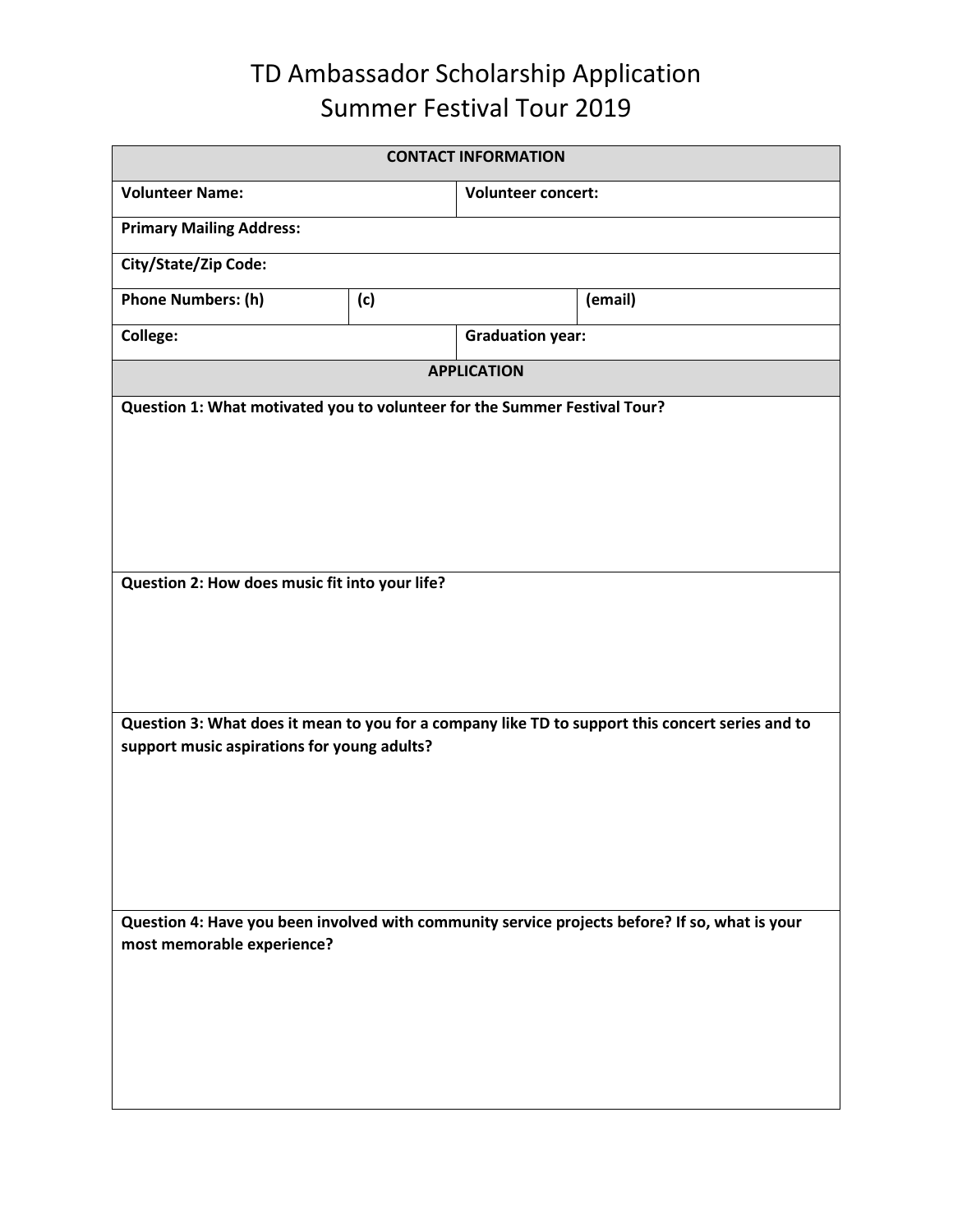# TD Ambassador Scholarship Application
# Summer Festival Tour 2019

| **CONTACT INFORMATION** | | | |
|---|---|---|---|
| **Volunteer Name:** | | **Volunteer concert:** | |
| **Primary Mailing Address:** | | | |
| **City/State/Zip Code:** | | | |
| **Phone Numbers: (h)** | **(c)** | | **(email)** |
| **College:** | | **Graduation year:** | |
| **APPLICATION** | | | |
| **Question 1: What motivated you to volunteer for the Summer Festival Tour?** | | | |
| **Question 2: How does music fit into your life?** | | | |
| **Question 3: What does it mean to you for a company like TD to support this concert series and to support music aspirations for young adults?** | | | |
| **Question 4: Have you been involved with community service projects before? If so, what is your most memorable experience?** | | | |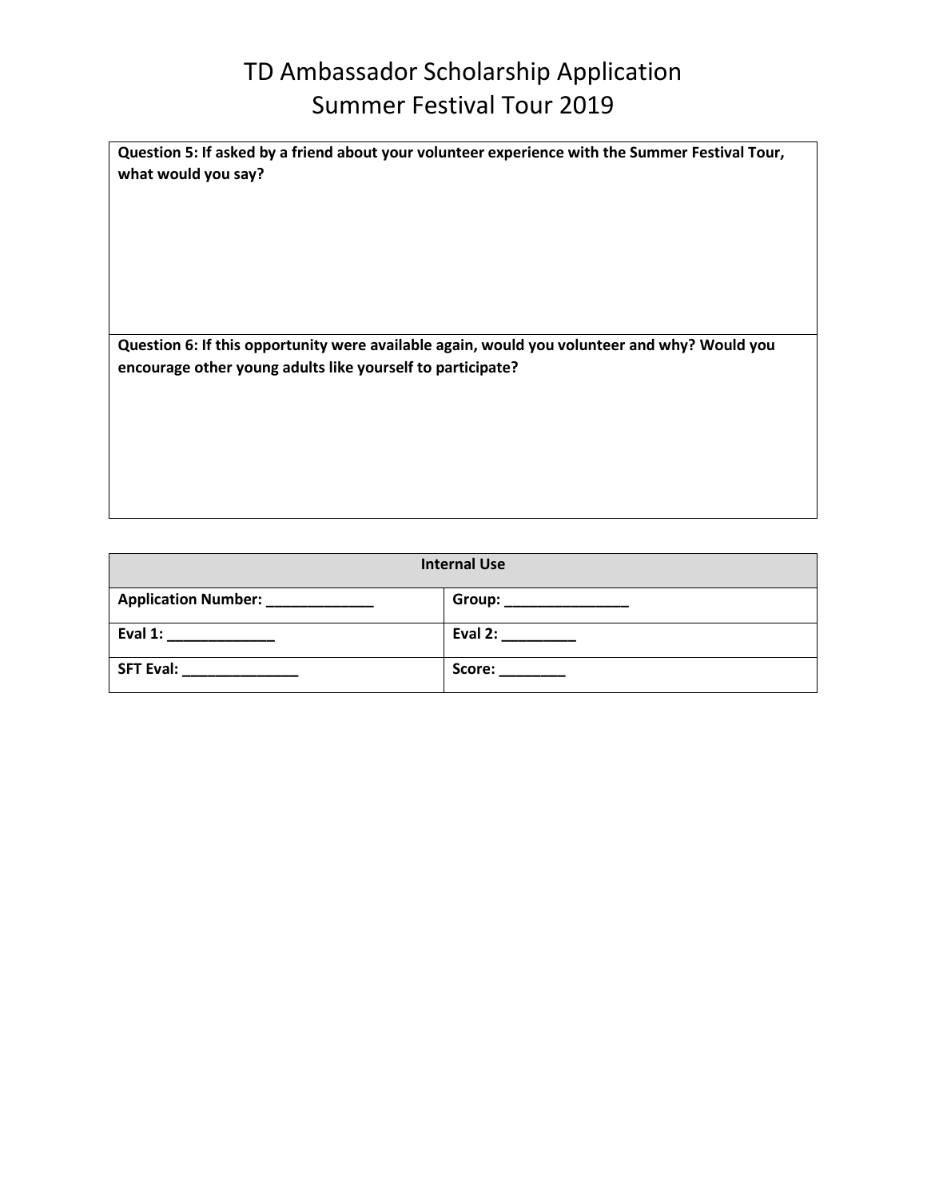# TD Ambassador Scholarship Application
# Summer Festival Tour 2019

| |
|---|
| **Question 5: If asked by a friend about your volunteer experience with the Summer Festival Tour, what would you say?** |
| **Question 6: If this opportunity were available again, would you volunteer and why? Would you encourage other young adults like yourself to participate?** |

| **Internal Use** | |
|---|---|
| **Application Number: _____________** | **Group: _______________** |
| **Eval 1: _____________** | **Eval 2: _________** |
| **SFT Eval: ______________** | **Score: ________** |